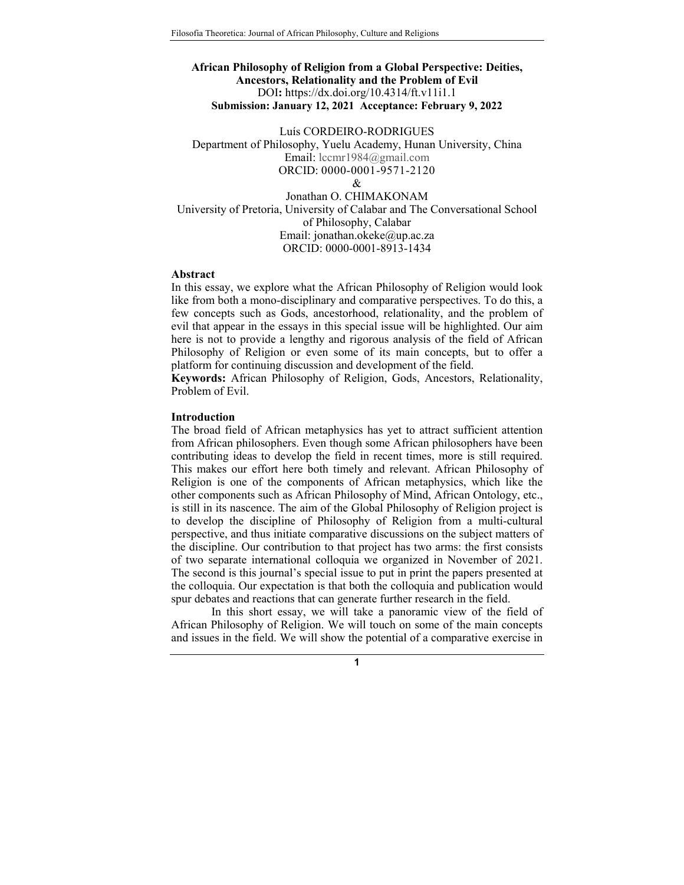# African Philosophy of Religion from a Global Perspective: Deities, Ancestors, Relationality and the Problem of Evil

**DOI:** https://dx.doi.org/10.4314/ft.v11i1.1

**Submission: January 12, 2021 Acceptance: February 9, 2022**

Luís CORDEIRO-RODRIGUES
Department of Philosophy, Yuelu Academy, Hunan University, China
Email: lccmr1984@gmail.com
ORCID: 0000-0001-9571-2120

&

Jonathan O. CHIMAKONAM
University of Pretoria, University of Calabar and The Conversational School of Philosophy, Calabar
Email: jonathan.okeke@up.ac.za
ORCID: 0000-0001-8913-1434

## Abstract

In this essay, we explore what the African Philosophy of Religion would look like from both a mono-disciplinary and comparative perspectives. To do this, a few concepts such as Gods, ancestorhood, relationality, and the problem of evil that appear in the essays in this special issue will be highlighted. Our aim here is not to provide a lengthy and rigorous analysis of the field of African Philosophy of Religion or even some of its main concepts, but to offer a platform for continuing discussion and development of the field.

**Keywords:** African Philosophy of Religion, Gods, Ancestors, Relationality, Problem of Evil.

## Introduction

The broad field of African metaphysics has yet to attract sufficient attention from African philosophers. Even though some African philosophers have been contributing ideas to develop the field in recent times, more is still required. This makes our effort here both timely and relevant. African Philosophy of Religion is one of the components of African metaphysics, which like the other components such as African Philosophy of Mind, African Ontology, etc., is still in its nascence. The aim of the Global Philosophy of Religion project is to develop the discipline of Philosophy of Religion from a multi-cultural perspective, and thus initiate comparative discussions on the subject matters of the discipline. Our contribution to that project has two arms: the first consists of two separate international colloquia we organized in November of 2021. The second is this journal's special issue to put in print the papers presented at the colloquia. Our expectation is that both the colloquia and publication would spur debates and reactions that can generate further research in the field.

In this short essay, we will take a panoramic view of the field of African Philosophy of Religion. We will touch on some of the main concepts and issues in the field. We will show the potential of a comparative exercise in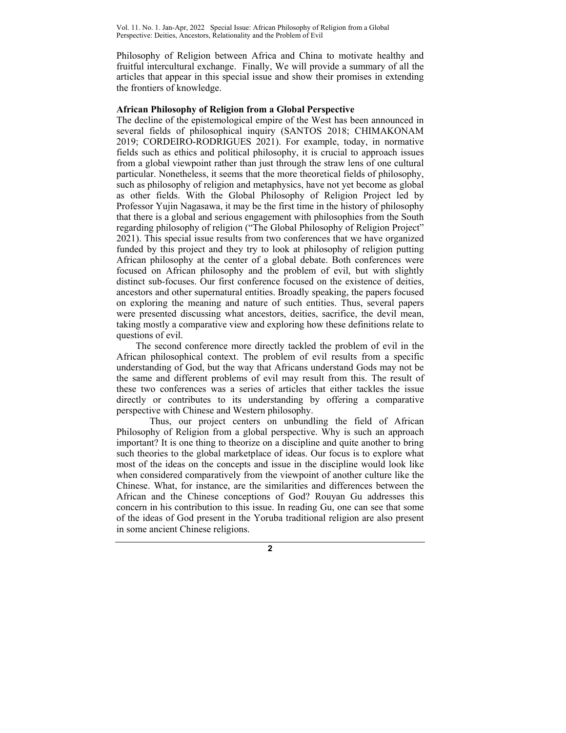Philosophy of Religion between Africa and China to motivate healthy and fruitful intercultural exchange. Finally, We will provide a summary of all the articles that appear in this special issue and show their promises in extending the frontiers of knowledge.

**African Philosophy of Religion from a Global Perspective**

The decline of the epistemological empire of the West has been announced in several fields of philosophical inquiry (SANTOS 2018; CHIMAKONAM 2019; CORDEIRO-RODRIGUES 2021). For example, today, in normative fields such as ethics and political philosophy, it is crucial to approach issues from a global viewpoint rather than just through the straw lens of one cultural particular. Nonetheless, it seems that the more theoretical fields of philosophy, such as philosophy of religion and metaphysics, have not yet become as global as other fields. With the Global Philosophy of Religion Project led by Professor Yujin Nagasawa, it may be the first time in the history of philosophy that there is a global and serious engagement with philosophies from the South regarding philosophy of religion ("The Global Philosophy of Religion Project" 2021). This special issue results from two conferences that we have organized funded by this project and they try to look at philosophy of religion putting African philosophy at the center of a global debate. Both conferences were focused on African philosophy and the problem of evil, but with slightly distinct sub-focuses. Our first conference focused on the existence of deities, ancestors and other supernatural entities. Broadly speaking, the papers focused on exploring the meaning and nature of such entities. Thus, several papers were presented discussing what ancestors, deities, sacrifice, the devil mean, taking mostly a comparative view and exploring how these definitions relate to questions of evil.

The second conference more directly tackled the problem of evil in the African philosophical context. The problem of evil results from a specific understanding of God, but the way that Africans understand Gods may not be the same and different problems of evil may result from this. The result of these two conferences was a series of articles that either tackles the issue directly or contributes to its understanding by offering a comparative perspective with Chinese and Western philosophy.

Thus, our project centers on unbundling the field of African Philosophy of Religion from a global perspective. Why is such an approach important? It is one thing to theorize on a discipline and quite another to bring such theories to the global marketplace of ideas. Our focus is to explore what most of the ideas on the concepts and issue in the discipline would look like when considered comparatively from the viewpoint of another culture like the Chinese. What, for instance, are the similarities and differences between the African and the Chinese conceptions of God? Rouyan Gu addresses this concern in his contribution to this issue. In reading Gu, one can see that some of the ideas of God present in the Yoruba traditional religion are also present in some ancient Chinese religions.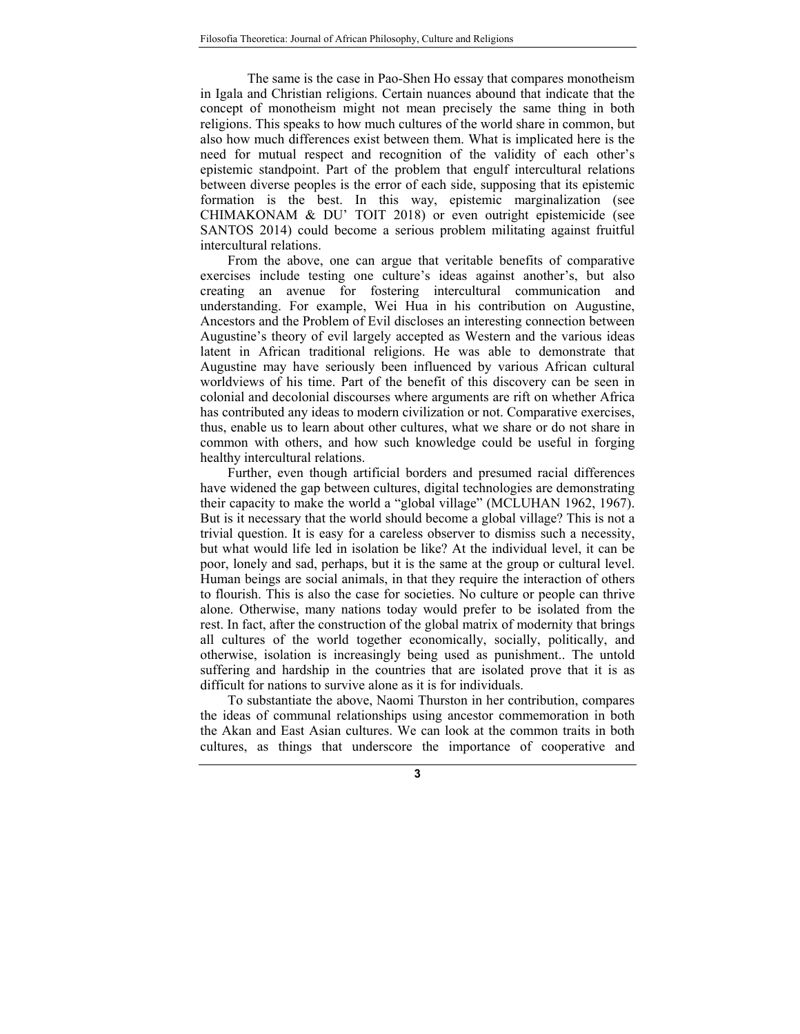The same is the case in Pao-Shen Ho essay that compares monotheism in Igala and Christian religions. Certain nuances abound that indicate that the concept of monotheism might not mean precisely the same thing in both religions. This speaks to how much cultures of the world share in common, but also how much differences exist between them. What is implicated here is the need for mutual respect and recognition of the validity of each other's epistemic standpoint. Part of the problem that engulf intercultural relations between diverse peoples is the error of each side, supposing that its epistemic formation is the best. In this way, epistemic marginalization (see CHIMAKONAM & DU' TOIT 2018) or even outright epistemicide (see SANTOS 2014) could become a serious problem militating against fruitful intercultural relations.

From the above, one can argue that veritable benefits of comparative exercises include testing one culture's ideas against another's, but also creating an avenue for fostering intercultural communication and understanding. For example, Wei Hua in his contribution on Augustine, Ancestors and the Problem of Evil discloses an interesting connection between Augustine's theory of evil largely accepted as Western and the various ideas latent in African traditional religions. He was able to demonstrate that Augustine may have seriously been influenced by various African cultural worldviews of his time. Part of the benefit of this discovery can be seen in colonial and decolonial discourses where arguments are rift on whether Africa has contributed any ideas to modern civilization or not. Comparative exercises, thus, enable us to learn about other cultures, what we share or do not share in common with others, and how such knowledge could be useful in forging healthy intercultural relations.

Further, even though artificial borders and presumed racial differences have widened the gap between cultures, digital technologies are demonstrating their capacity to make the world a "global village" (MCLUHAN 1962, 1967). But is it necessary that the world should become a global village? This is not a trivial question. It is easy for a careless observer to dismiss such a necessity, but what would life led in isolation be like? At the individual level, it can be poor, lonely and sad, perhaps, but it is the same at the group or cultural level. Human beings are social animals, in that they require the interaction of others to flourish. This is also the case for societies. No culture or people can thrive alone. Otherwise, many nations today would prefer to be isolated from the rest. In fact, after the construction of the global matrix of modernity that brings all cultures of the world together economically, socially, politically, and otherwise, isolation is increasingly being used as punishment.. The untold suffering and hardship in the countries that are isolated prove that it is as difficult for nations to survive alone as it is for individuals.

To substantiate the above, Naomi Thurston in her contribution, compares the ideas of communal relationships using ancestor commemoration in both the Akan and East Asian cultures. We can look at the common traits in both cultures, as things that underscore the importance of cooperative and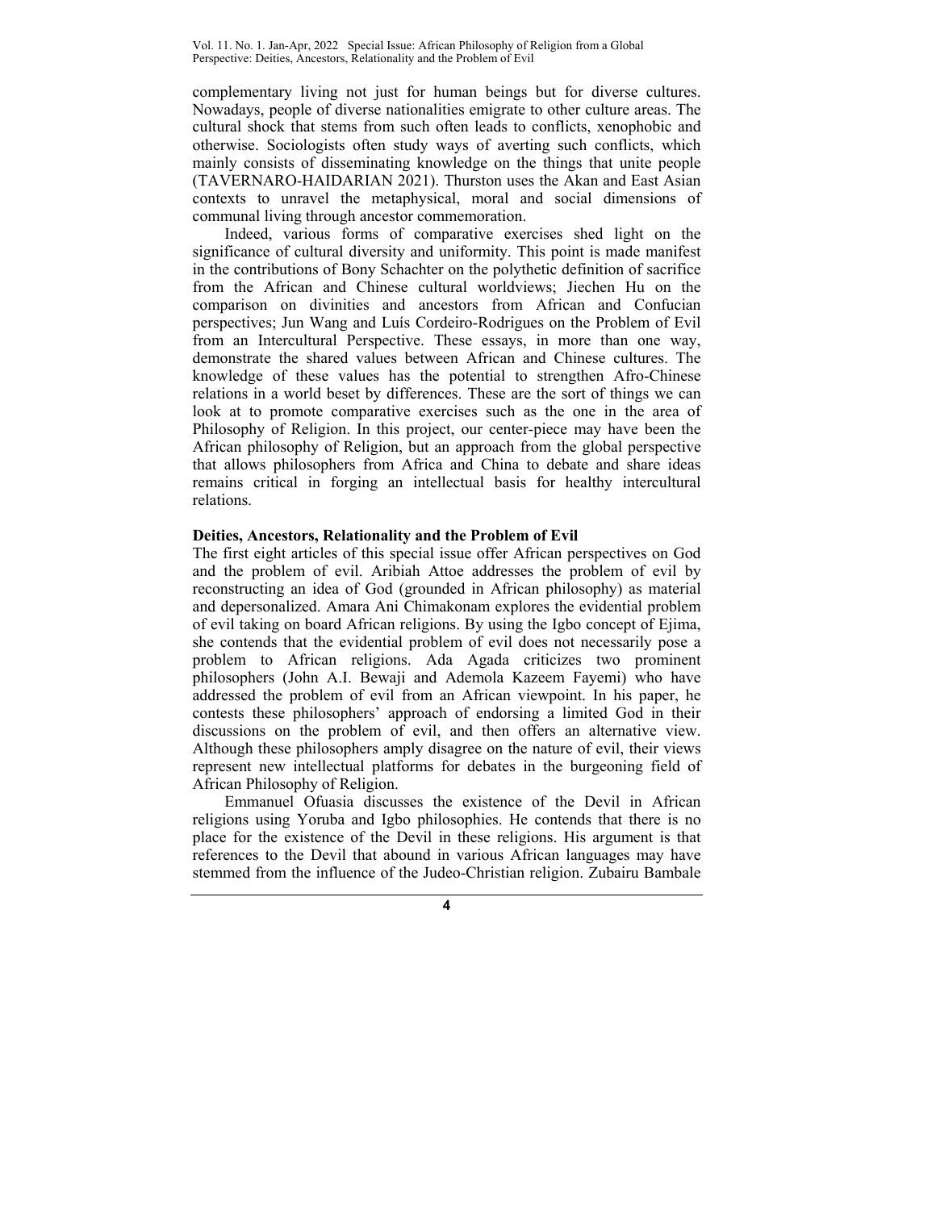complementary living not just for human beings but for diverse cultures. Nowadays, people of diverse nationalities emigrate to other culture areas. The cultural shock that stems from such often leads to conflicts, xenophobic and otherwise. Sociologists often study ways of averting such conflicts, which mainly consists of disseminating knowledge on the things that unite people (TAVERNARO-HAIDARIAN 2021). Thurston uses the Akan and East Asian contexts to unravel the metaphysical, moral and social dimensions of communal living through ancestor commemoration.

Indeed, various forms of comparative exercises shed light on the significance of cultural diversity and uniformity. This point is made manifest in the contributions of Bony Schachter on the polythetic definition of sacrifice from the African and Chinese cultural worldviews; Jiechen Hu on the comparison on divinities and ancestors from African and Confucian perspectives; Jun Wang and Luís Cordeiro-Rodrigues on the Problem of Evil from an Intercultural Perspective. These essays, in more than one way, demonstrate the shared values between African and Chinese cultures. The knowledge of these values has the potential to strengthen Afro-Chinese relations in a world beset by differences. These are the sort of things we can look at to promote comparative exercises such as the one in the area of Philosophy of Religion. In this project, our center-piece may have been the African philosophy of Religion, but an approach from the global perspective that allows philosophers from Africa and China to debate and share ideas remains critical in forging an intellectual basis for healthy intercultural relations.

**Deities, Ancestors, Relationality and the Problem of Evil**

The first eight articles of this special issue offer African perspectives on God and the problem of evil. Aribiah Attoe addresses the problem of evil by reconstructing an idea of God (grounded in African philosophy) as material and depersonalized. Amara Ani Chimakonam explores the evidential problem of evil taking on board African religions. By using the Igbo concept of Ejima, she contends that the evidential problem of evil does not necessarily pose a problem to African religions. Ada Agada criticizes two prominent philosophers (John A.I. Bewaji and Ademola Kazeem Fayemi) who have addressed the problem of evil from an African viewpoint. In his paper, he contests these philosophers' approach of endorsing a limited God in their discussions on the problem of evil, and then offers an alternative view. Although these philosophers amply disagree on the nature of evil, their views represent new intellectual platforms for debates in the burgeoning field of African Philosophy of Religion.

Emmanuel Ofuasia discusses the existence of the Devil in African religions using Yoruba and Igbo philosophies. He contends that there is no place for the existence of the Devil in these religions. His argument is that references to the Devil that abound in various African languages may have stemmed from the influence of the Judeo-Christian religion. Zubairu Bambale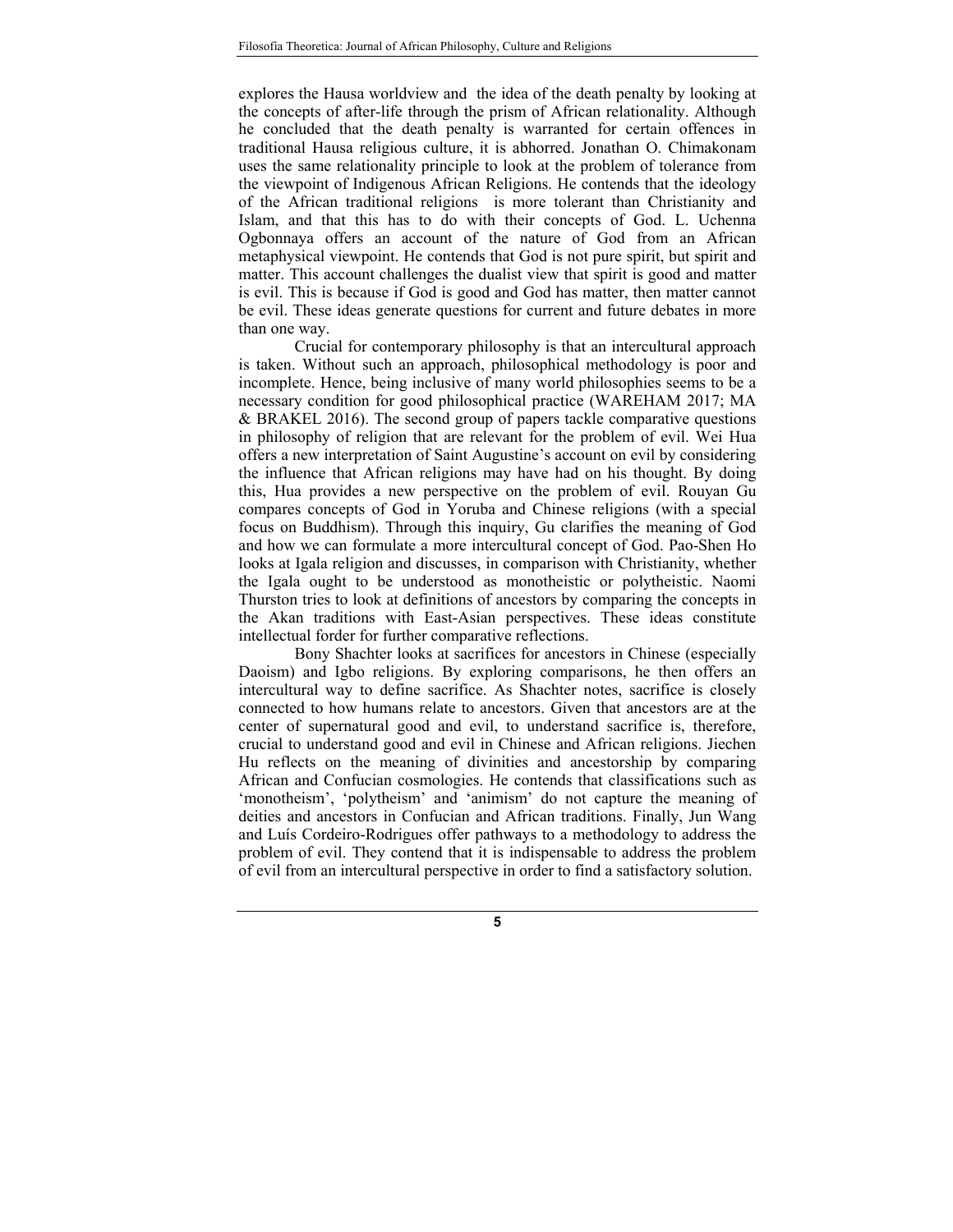explores the Hausa worldview and the idea of the death penalty by looking at the concepts of after-life through the prism of African relationality. Although he concluded that the death penalty is warranted for certain offences in traditional Hausa religious culture, it is abhorred. Jonathan O. Chimakonam uses the same relationality principle to look at the problem of tolerance from the viewpoint of Indigenous African Religions. He contends that the ideology of the African traditional religions is more tolerant than Christianity and Islam, and that this has to do with their concepts of God. L. Uchenna Ogbonnaya offers an account of the nature of God from an African metaphysical viewpoint. He contends that God is not pure spirit, but spirit and matter. This account challenges the dualist view that spirit is good and matter is evil. This is because if God is good and God has matter, then matter cannot be evil. These ideas generate questions for current and future debates in more than one way.

Crucial for contemporary philosophy is that an intercultural approach is taken. Without such an approach, philosophical methodology is poor and incomplete. Hence, being inclusive of many world philosophies seems to be a necessary condition for good philosophical practice (WAREHAM 2017; MA & BRAKEL 2016). The second group of papers tackle comparative questions in philosophy of religion that are relevant for the problem of evil. Wei Hua offers a new interpretation of Saint Augustine's account on evil by considering the influence that African religions may have had on his thought. By doing this, Hua provides a new perspective on the problem of evil. Rouyan Gu compares concepts of God in Yoruba and Chinese religions (with a special focus on Buddhism). Through this inquiry, Gu clarifies the meaning of God and how we can formulate a more intercultural concept of God. Pao-Shen Ho looks at Igala religion and discusses, in comparison with Christianity, whether the Igala ought to be understood as monotheistic or polytheistic. Naomi Thurston tries to look at definitions of ancestors by comparing the concepts in the Akan traditions with East-Asian perspectives. These ideas constitute intellectual forder for further comparative reflections.

Bony Shachter looks at sacrifices for ancestors in Chinese (especially Daoism) and Igbo religions. By exploring comparisons, he then offers an intercultural way to define sacrifice. As Shachter notes, sacrifice is closely connected to how humans relate to ancestors. Given that ancestors are at the center of supernatural good and evil, to understand sacrifice is, therefore, crucial to understand good and evil in Chinese and African religions. Jiechen Hu reflects on the meaning of divinities and ancestorship by comparing African and Confucian cosmologies. He contends that classifications such as 'monotheism', 'polytheism' and 'animism' do not capture the meaning of deities and ancestors in Confucian and African traditions. Finally, Jun Wang and Luís Cordeiro-Rodrigues offer pathways to a methodology to address the problem of evil. They contend that it is indispensable to address the problem of evil from an intercultural perspective in order to find a satisfactory solution.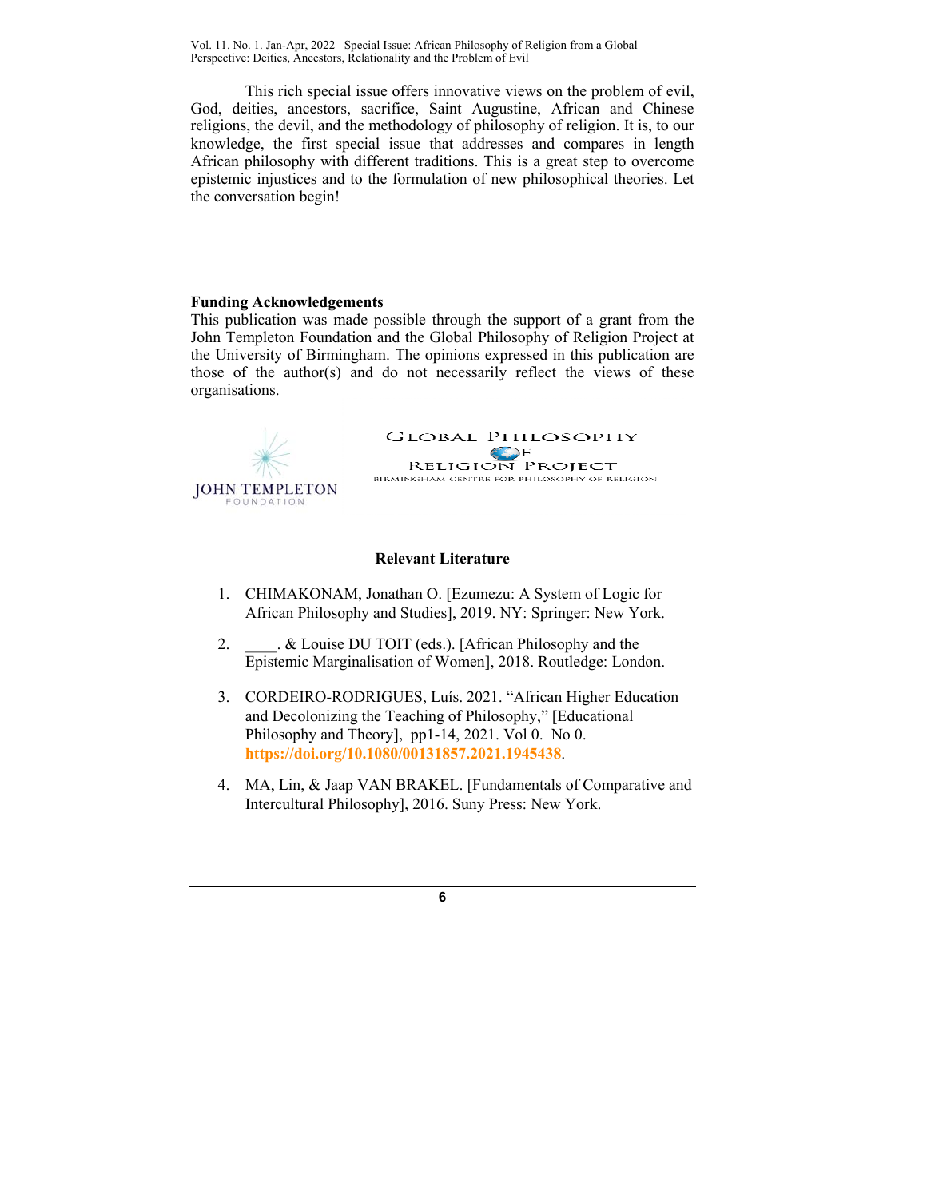This rich special issue offers innovative views on the problem of evil, God, deities, ancestors, sacrifice, Saint Augustine, African and Chinese religions, the devil, and the methodology of philosophy of religion. It is, to our knowledge, the first special issue that addresses and compares in length African philosophy with different traditions. This is a great step to overcome epistemic injustices and to the formulation of new philosophical theories. Let the conversation begin!

**Funding Acknowledgements**

This publication was made possible through the support of a grant from the John Templeton Foundation and the Global Philosophy of Religion Project at the University of Birmingham. The opinions expressed in this publication are those of the author(s) and do not necessarily reflect the views of these organisations.

JOHN TEMPLETON FOUNDATION

GLOBAL PHILOSOPHY OF RELIGION PROJECT
BIRMINGHAM CENTRE FOR PHILOSOPHY OF RELIGION

**Relevant Literature**

1. CHIMAKONAM, Jonathan O. [Ezumezu: A System of Logic for African Philosophy and Studies], 2019. NY: Springer: New York.

2. ____. & Louise DU TOIT (eds.). [African Philosophy and the Epistemic Marginalisation of Women], 2018. Routledge: London.

3. CORDEIRO-RODRIGUES, Luís. 2021. "African Higher Education and Decolonizing the Teaching of Philosophy," [Educational Philosophy and Theory], pp1-14, 2021. Vol 0. No 0. **https://doi.org/10.1080/00131857.2021.1945438**.

4. MA, Lin, & Jaap VAN BRAKEL. [Fundamentals of Comparative and Intercultural Philosophy], 2016. Suny Press: New York.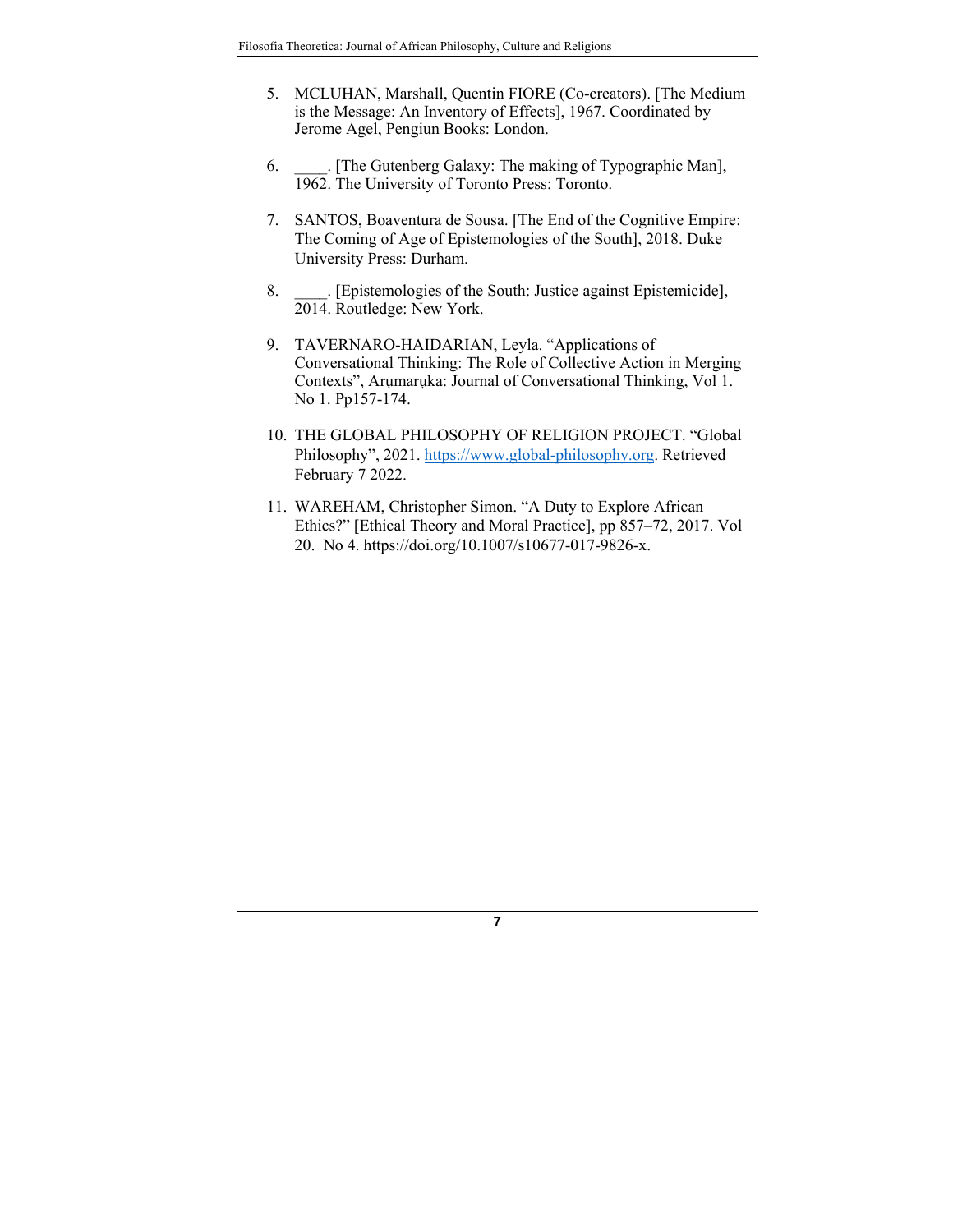5. MCLUHAN, Marshall, Quentin FIORE (Co-creators). [The Medium is the Message: An Inventory of Effects], 1967. Coordinated by Jerome Agel, Pengiun Books: London.

6. ____. [The Gutenberg Galaxy: The making of Typographic Man], 1962. The University of Toronto Press: Toronto.

7. SANTOS, Boaventura de Sousa. [The End of the Cognitive Empire: The Coming of Age of Epistemologies of the South], 2018. Duke University Press: Durham.

8. ____. [Epistemologies of the South: Justice against Epistemicide], 2014. Routledge: New York.

9. TAVERNARO-HAIDARIAN, Leyla. "Applications of Conversational Thinking: The Role of Collective Action in Merging Contexts", Arụmarụka: Journal of Conversational Thinking, Vol 1. No 1. Pp157-174.

10. THE GLOBAL PHILOSOPHY OF RELIGION PROJECT. "Global Philosophy", 2021. https://www.global-philosophy.org. Retrieved February 7 2022.

11. WAREHAM, Christopher Simon. "A Duty to Explore African Ethics?" [Ethical Theory and Moral Practice], pp 857–72, 2017. Vol 20. No 4. https://doi.org/10.1007/s10677-017-9826-x.